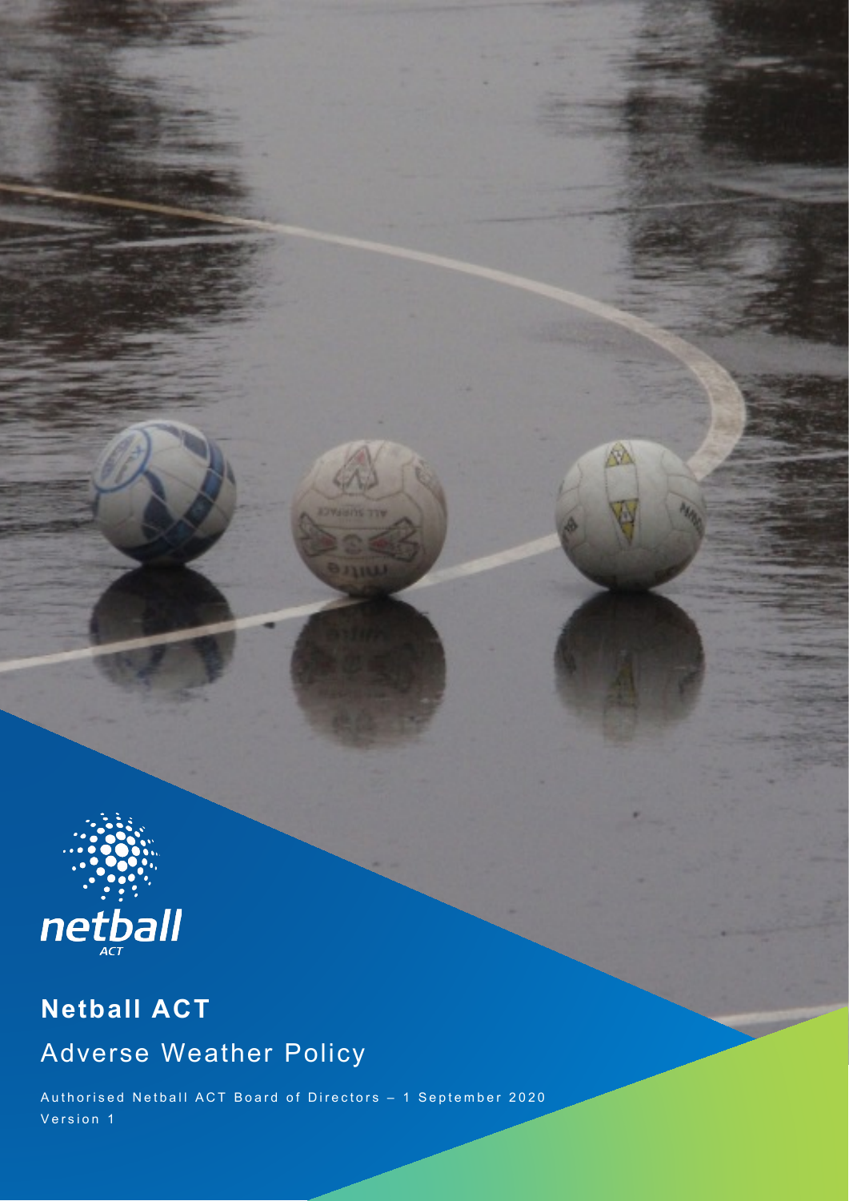netball ACT

# Netball ACT

## Adverse Weather Policy

Authorised Netball ACT Board of Directors – 1 September 2020

Version 1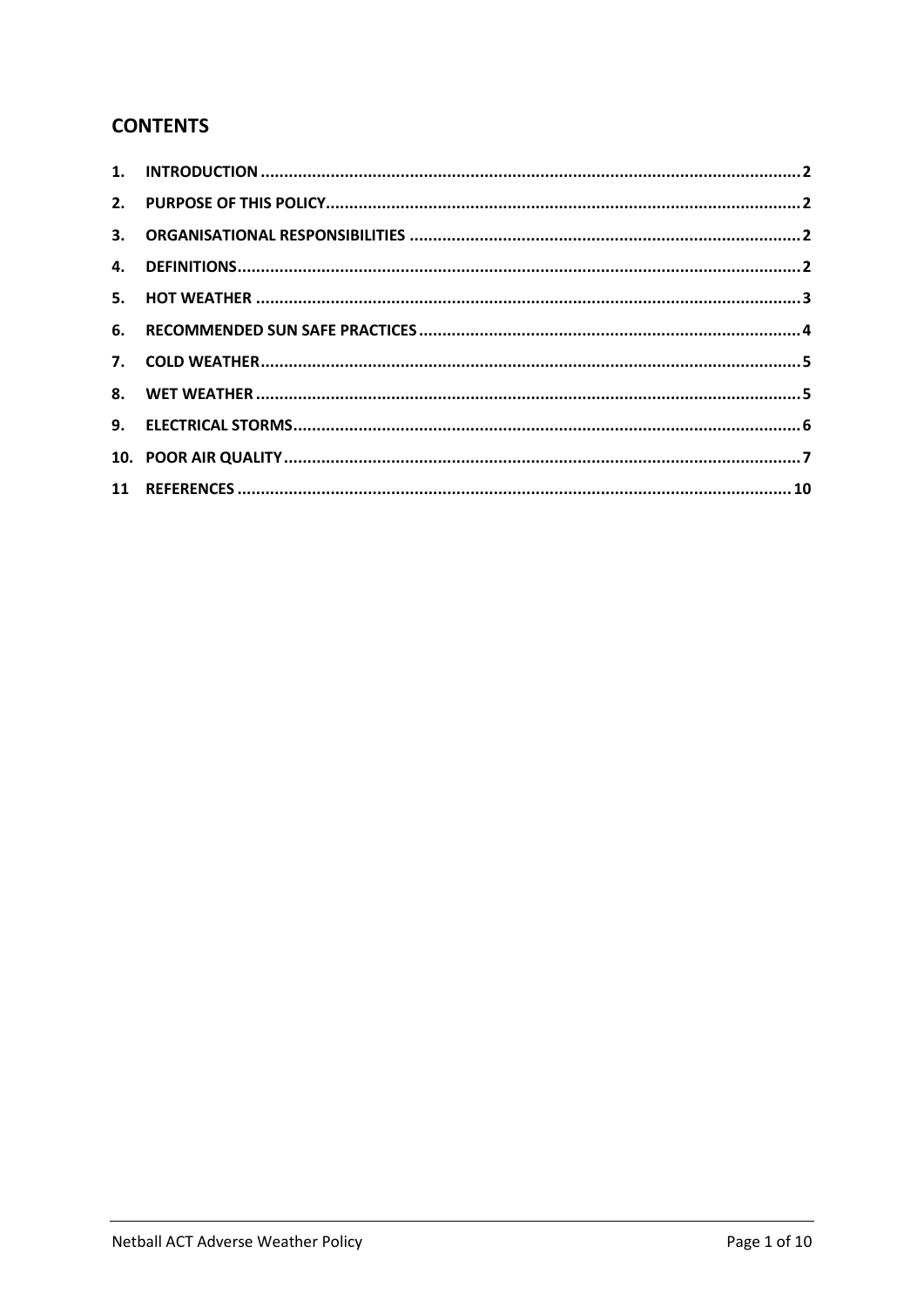## CONTENTS

1. INTRODUCTION ..... 2
2. PURPOSE OF THIS POLICY ..... 2
3. ORGANISATIONAL RESPONSIBILITIES ..... 2
4. DEFINITIONS ..... 2
5. HOT WEATHER ..... 3
6. RECOMMENDED SUN SAFE PRACTICES ..... 4
7. COLD WEATHER ..... 5
8. WET WEATHER ..... 5
9. ELECTRICAL STORMS ..... 6
10. POOR AIR QUALITY ..... 7
11 REFERENCES ..... 10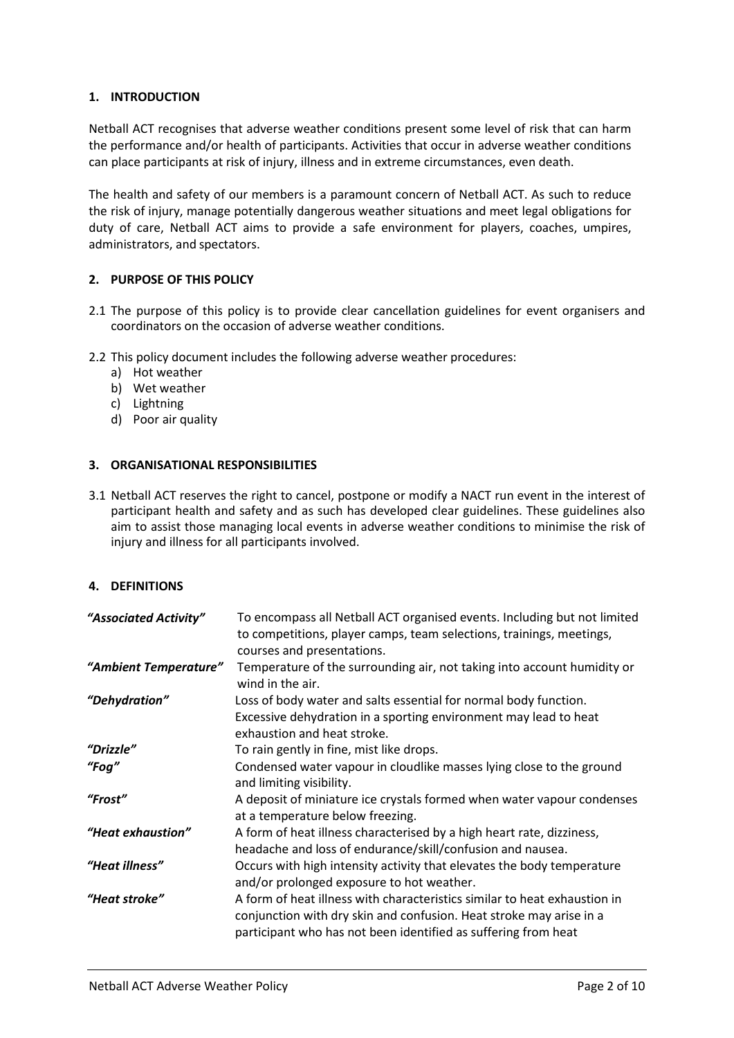## 1. INTRODUCTION

Netball ACT recognises that adverse weather conditions present some level of risk that can harm the performance and/or health of participants. Activities that occur in adverse weather conditions can place participants at risk of injury, illness and in extreme circumstances, even death.

The health and safety of our members is a paramount concern of Netball ACT. As such to reduce the risk of injury, manage potentially dangerous weather situations and meet legal obligations for duty of care, Netball ACT aims to provide a safe environment for players, coaches, umpires, administrators, and spectators.

## 2. PURPOSE OF THIS POLICY

2.1 The purpose of this policy is to provide clear cancellation guidelines for event organisers and coordinators on the occasion of adverse weather conditions.

2.2 This policy document includes the following adverse weather procedures:

a) Hot weather
b) Wet weather
c) Lightning
d) Poor air quality

## 3. ORGANISATIONAL RESPONSIBILITIES

3.1 Netball ACT reserves the right to cancel, postpone or modify a NACT run event in the interest of participant health and safety and as such has developed clear guidelines. These guidelines also aim to assist those managing local events in adverse weather conditions to minimise the risk of injury and illness for all participants involved.

## 4. DEFINITIONS

| | |
|---|---|
| ***"Associated Activity"*** | To encompass all Netball ACT organised events. Including but not limited to competitions, player camps, team selections, trainings, meetings, courses and presentations. |
| ***"Ambient Temperature"*** | Temperature of the surrounding air, not taking into account humidity or wind in the air. |
| ***"Dehydration"*** | Loss of body water and salts essential for normal body function. Excessive dehydration in a sporting environment may lead to heat exhaustion and heat stroke. |
| ***"Drizzle"*** | To rain gently in fine, mist like drops. |
| ***"Fog"*** | Condensed water vapour in cloudlike masses lying close to the ground and limiting visibility. |
| ***"Frost"*** | A deposit of miniature ice crystals formed when water vapour condenses at a temperature below freezing. |
| ***"Heat exhaustion"*** | A form of heat illness characterised by a high heart rate, dizziness, headache and loss of endurance/skill/confusion and nausea. |
| ***"Heat illness"*** | Occurs with high intensity activity that elevates the body temperature and/or prolonged exposure to hot weather. |
| ***"Heat stroke"*** | A form of heat illness with characteristics similar to heat exhaustion in conjunction with dry skin and confusion. Heat stroke may arise in a participant who has not been identified as suffering from heat |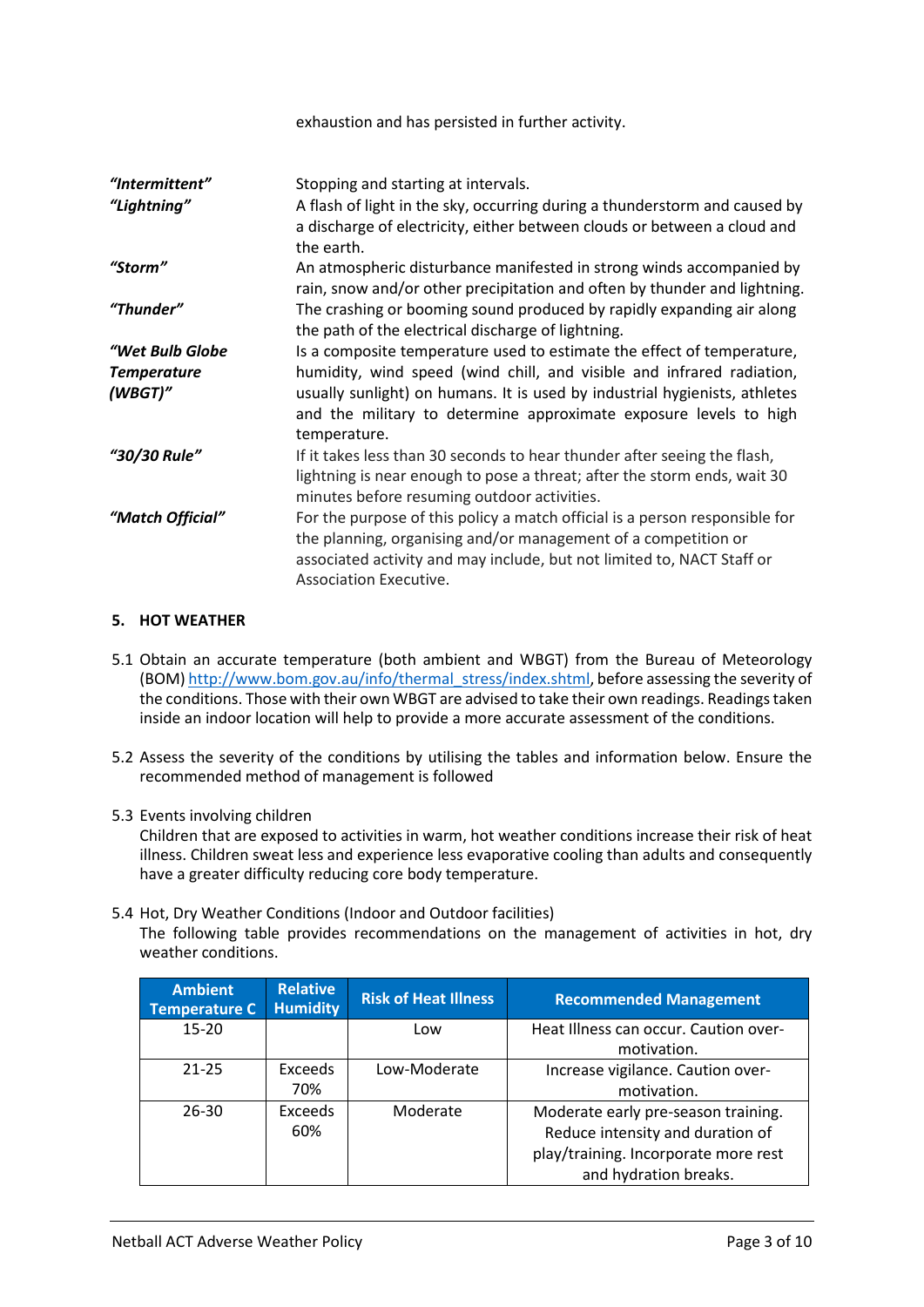exhaustion and has persisted in further activity.

| | |
|---|---|
| ***"Intermittent"*** | Stopping and starting at intervals. |
| ***"Lightning"*** | A flash of light in the sky, occurring during a thunderstorm and caused by a discharge of electricity, either between clouds or between a cloud and the earth. |
| ***"Storm"*** | An atmospheric disturbance manifested in strong winds accompanied by rain, snow and/or other precipitation and often by thunder and lightning. |
| ***"Thunder"*** | The crashing or booming sound produced by rapidly expanding air along the path of the electrical discharge of lightning. |
| ***"Wet Bulb Globe Temperature (WBGT)"*** | Is a composite temperature used to estimate the effect of temperature, humidity, wind speed (wind chill, and visible and infrared radiation, usually sunlight) on humans. It is used by industrial hygienists, athletes and the military to determine approximate exposure levels to high temperature. |
| ***"30/30 Rule"*** | If it takes less than 30 seconds to hear thunder after seeing the flash, lightning is near enough to pose a threat; after the storm ends, wait 30 minutes before resuming outdoor activities. |
| ***"Match Official"*** | For the purpose of this policy a match official is a person responsible for the planning, organising and/or management of a competition or associated activity and may include, but not limited to, NACT Staff or Association Executive. |

## 5. HOT WEATHER

5.1 Obtain an accurate temperature (both ambient and WBGT) from the Bureau of Meteorology (BOM) http://www.bom.gov.au/info/thermal_stress/index.shtml, before assessing the severity of the conditions. Those with their own WBGT are advised to take their own readings. Readings taken inside an indoor location will help to provide a more accurate assessment of the conditions.

5.2 Assess the severity of the conditions by utilising the tables and information below. Ensure the recommended method of management is followed

5.3 Events involving children
Children that are exposed to activities in warm, hot weather conditions increase their risk of heat illness. Children sweat less and experience less evaporative cooling than adults and consequently have a greater difficulty reducing core body temperature.

5.4 Hot, Dry Weather Conditions (Indoor and Outdoor facilities)
The following table provides recommendations on the management of activities in hot, dry weather conditions.

| Ambient Temperature C | Relative Humidity | Risk of Heat Illness | Recommended Management |
|---|---|---|---|
| 15-20 | | Low | Heat Illness can occur. Caution over-motivation. |
| 21-25 | Exceeds 70% | Low-Moderate | Increase vigilance. Caution over-motivation. |
| 26-30 | Exceeds 60% | Moderate | Moderate early pre-season training. Reduce intensity and duration of play/training. Incorporate more rest and hydration breaks. |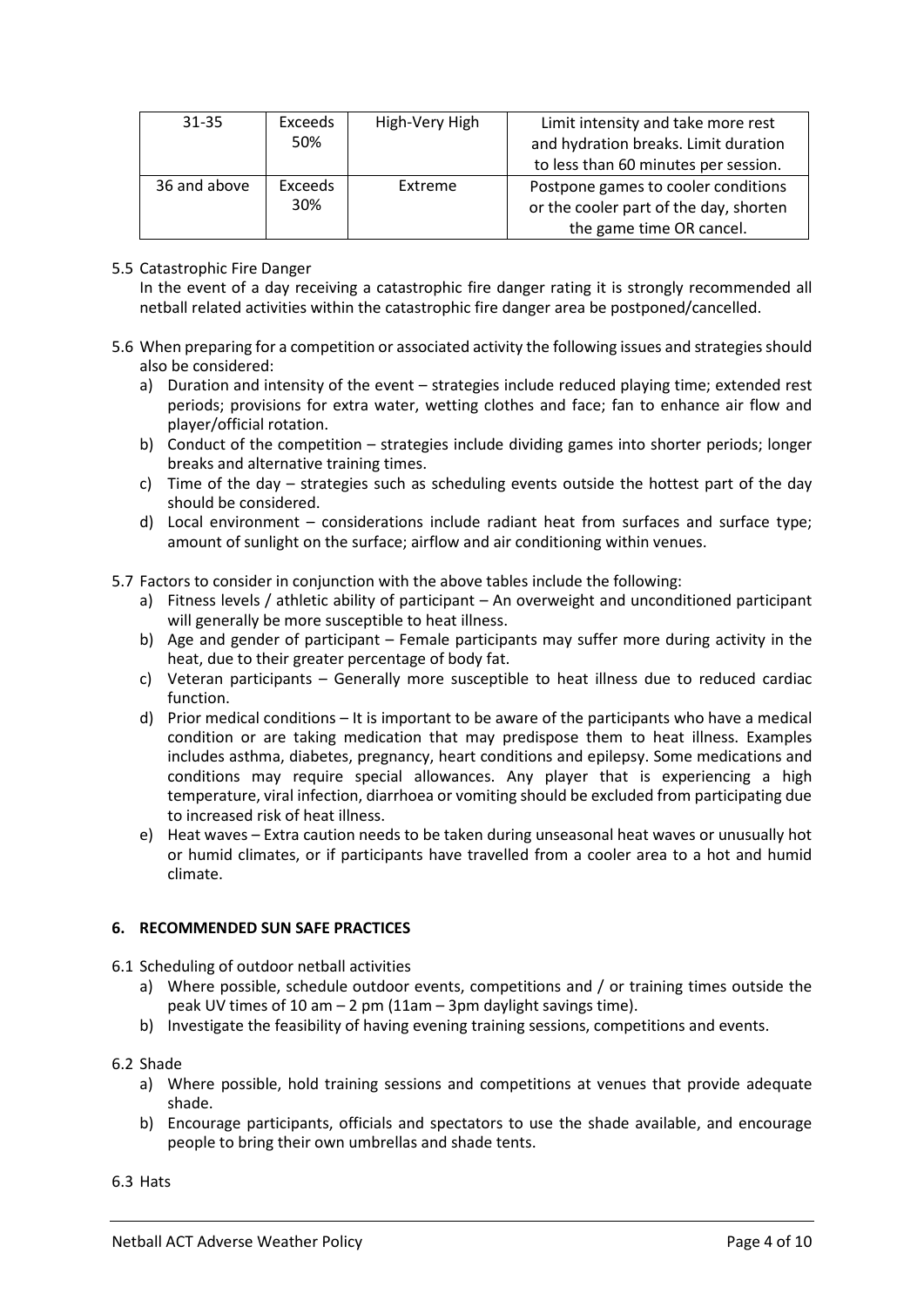| 31-35 | Exceeds 50% | High-Very High | Limit intensity and take more rest and hydration breaks. Limit duration to less than 60 minutes per session. |
|---|---|---|---|
| 36 and above | Exceeds 30% | Extreme | Postpone games to cooler conditions or the cooler part of the day, shorten the game time OR cancel. |

5.5 Catastrophic Fire Danger

In the event of a day receiving a catastrophic fire danger rating it is strongly recommended all netball related activities within the catastrophic fire danger area be postponed/cancelled.

5.6 When preparing for a competition or associated activity the following issues and strategies should also be considered:

a) Duration and intensity of the event – strategies include reduced playing time; extended rest periods; provisions for extra water, wetting clothes and face; fan to enhance air flow and player/official rotation.
b) Conduct of the competition – strategies include dividing games into shorter periods; longer breaks and alternative training times.
c) Time of the day – strategies such as scheduling events outside the hottest part of the day should be considered.
d) Local environment – considerations include radiant heat from surfaces and surface type; amount of sunlight on the surface; airflow and air conditioning within venues.

5.7 Factors to consider in conjunction with the above tables include the following:

a) Fitness levels / athletic ability of participant – An overweight and unconditioned participant will generally be more susceptible to heat illness.
b) Age and gender of participant – Female participants may suffer more during activity in the heat, due to their greater percentage of body fat.
c) Veteran participants – Generally more susceptible to heat illness due to reduced cardiac function.
d) Prior medical conditions – It is important to be aware of the participants who have a medical condition or are taking medication that may predispose them to heat illness. Examples includes asthma, diabetes, pregnancy, heart conditions and epilepsy. Some medications and conditions may require special allowances. Any player that is experiencing a high temperature, viral infection, diarrhoea or vomiting should be excluded from participating due to increased risk of heat illness.
e) Heat waves – Extra caution needs to be taken during unseasonal heat waves or unusually hot or humid climates, or if participants have travelled from a cooler area to a hot and humid climate.

## 6. RECOMMENDED SUN SAFE PRACTICES

6.1 Scheduling of outdoor netball activities

a) Where possible, schedule outdoor events, competitions and / or training times outside the peak UV times of 10 am – 2 pm (11am – 3pm daylight savings time).
b) Investigate the feasibility of having evening training sessions, competitions and events.

6.2 Shade

a) Where possible, hold training sessions and competitions at venues that provide adequate shade.
b) Encourage participants, officials and spectators to use the shade available, and encourage people to bring their own umbrellas and shade tents.

6.3 Hats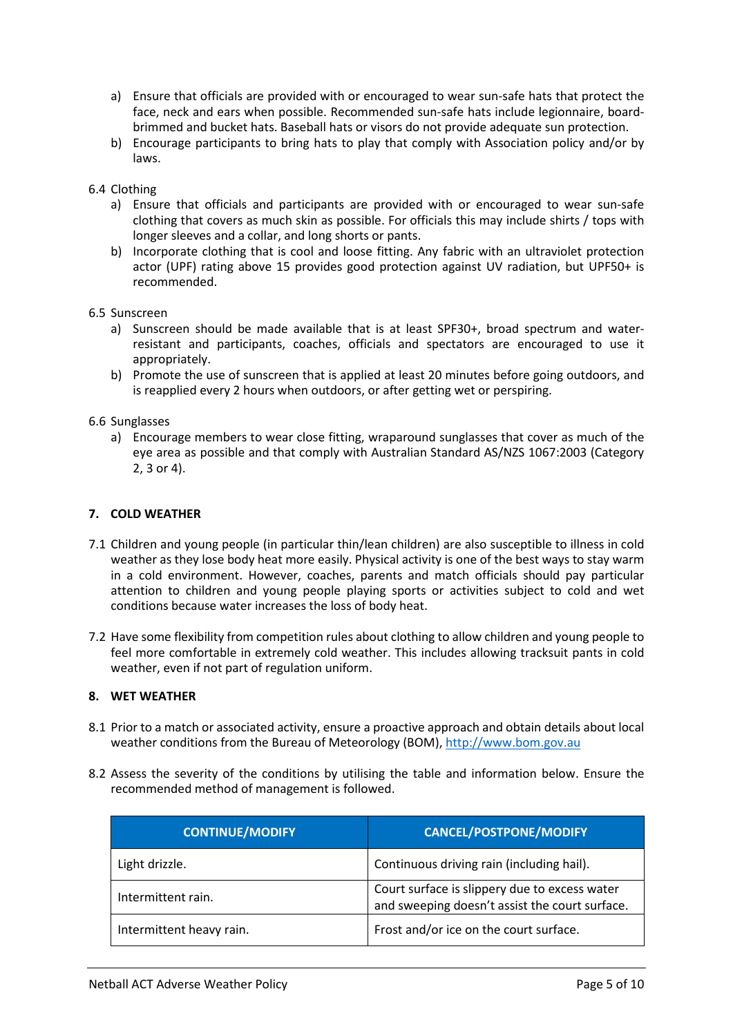a) Ensure that officials are provided with or encouraged to wear sun-safe hats that protect the face, neck and ears when possible. Recommended sun-safe hats include legionnaire, board-brimmed and bucket hats. Baseball hats or visors do not provide adequate sun protection.
b) Encourage participants to bring hats to play that comply with Association policy and/or by laws.

6.4 Clothing

a) Ensure that officials and participants are provided with or encouraged to wear sun-safe clothing that covers as much skin as possible. For officials this may include shirts / tops with longer sleeves and a collar, and long shorts or pants.
b) Incorporate clothing that is cool and loose fitting. Any fabric with an ultraviolet protection actor (UPF) rating above 15 provides good protection against UV radiation, but UPF50+ is recommended.

6.5 Sunscreen

a) Sunscreen should be made available that is at least SPF30+, broad spectrum and water-resistant and participants, coaches, officials and spectators are encouraged to use it appropriately.
b) Promote the use of sunscreen that is applied at least 20 minutes before going outdoors, and is reapplied every 2 hours when outdoors, or after getting wet or perspiring.

6.6 Sunglasses

a) Encourage members to wear close fitting, wraparound sunglasses that cover as much of the eye area as possible and that comply with Australian Standard AS/NZS 1067:2003 (Category 2, 3 or 4).

## 7. COLD WEATHER

7.1 Children and young people (in particular thin/lean children) are also susceptible to illness in cold weather as they lose body heat more easily. Physical activity is one of the best ways to stay warm in a cold environment. However, coaches, parents and match officials should pay particular attention to children and young people playing sports or activities subject to cold and wet conditions because water increases the loss of body heat.

7.2 Have some flexibility from competition rules about clothing to allow children and young people to feel more comfortable in extremely cold weather. This includes allowing tracksuit pants in cold weather, even if not part of regulation uniform.

## 8. WET WEATHER

8.1 Prior to a match or associated activity, ensure a proactive approach and obtain details about local weather conditions from the Bureau of Meteorology (BOM), http://www.bom.gov.au

8.2 Assess the severity of the conditions by utilising the table and information below. Ensure the recommended method of management is followed.

| CONTINUE/MODIFY | CANCEL/POSTPONE/MODIFY |
|---|---|
| Light drizzle. | Continuous driving rain (including hail). |
| Intermittent rain. | Court surface is slippery due to excess water and sweeping doesn't assist the court surface. |
| Intermittent heavy rain. | Frost and/or ice on the court surface. |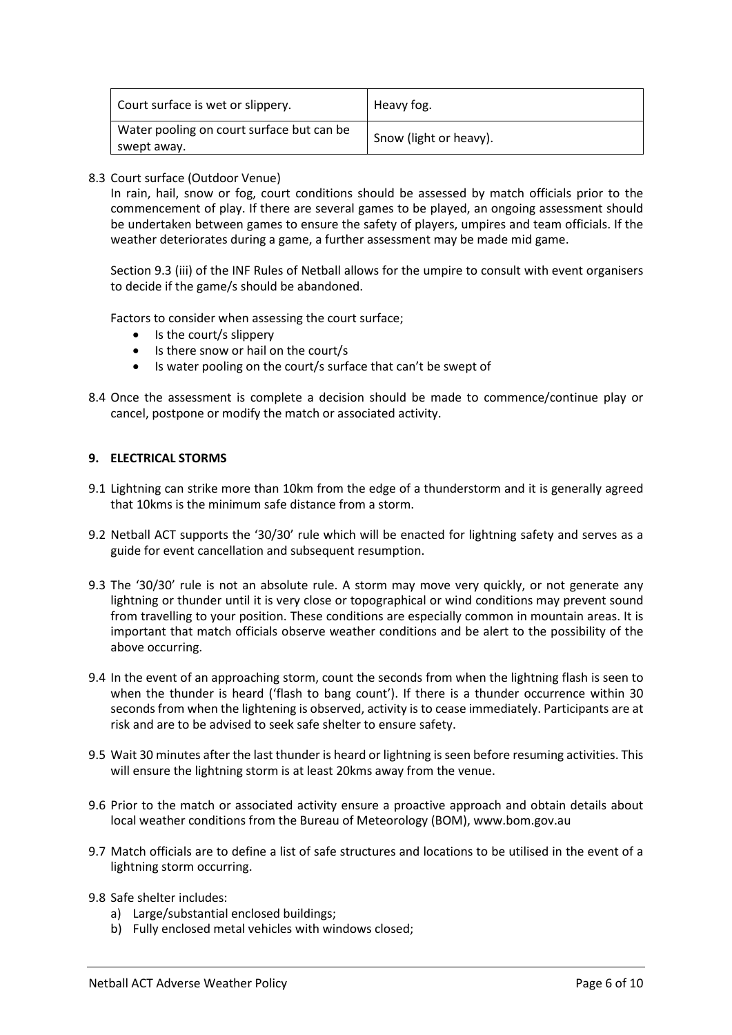| Court surface is wet or slippery. | Heavy fog. |
|---|---|
| Water pooling on court surface but can be swept away. | Snow (light or heavy). |

8.3 Court surface (Outdoor Venue)

In rain, hail, snow or fog, court conditions should be assessed by match officials prior to the commencement of play. If there are several games to be played, an ongoing assessment should be undertaken between games to ensure the safety of players, umpires and team officials. If the weather deteriorates during a game, a further assessment may be made mid game.

Section 9.3 (iii) of the INF Rules of Netball allows for the umpire to consult with event organisers to decide if the game/s should be abandoned.

Factors to consider when assessing the court surface;

- Is the court/s slippery
- Is there snow or hail on the court/s
- Is water pooling on the court/s surface that can't be swept of

8.4 Once the assessment is complete a decision should be made to commence/continue play or cancel, postpone or modify the match or associated activity.

## 9. ELECTRICAL STORMS

9.1 Lightning can strike more than 10km from the edge of a thunderstorm and it is generally agreed that 10kms is the minimum safe distance from a storm.

9.2 Netball ACT supports the '30/30' rule which will be enacted for lightning safety and serves as a guide for event cancellation and subsequent resumption.

9.3 The '30/30' rule is not an absolute rule. A storm may move very quickly, or not generate any lightning or thunder until it is very close or topographical or wind conditions may prevent sound from travelling to your position. These conditions are especially common in mountain areas. It is important that match officials observe weather conditions and be alert to the possibility of the above occurring.

9.4 In the event of an approaching storm, count the seconds from when the lightning flash is seen to when the thunder is heard ('flash to bang count'). If there is a thunder occurrence within 30 seconds from when the lightening is observed, activity is to cease immediately. Participants are at risk and are to be advised to seek safe shelter to ensure safety.

9.5 Wait 30 minutes after the last thunder is heard or lightning is seen before resuming activities. This will ensure the lightning storm is at least 20kms away from the venue.

9.6 Prior to the match or associated activity ensure a proactive approach and obtain details about local weather conditions from the Bureau of Meteorology (BOM), www.bom.gov.au

9.7 Match officials are to define a list of safe structures and locations to be utilised in the event of a lightning storm occurring.

9.8 Safe shelter includes:

a) Large/substantial enclosed buildings;
b) Fully enclosed metal vehicles with windows closed;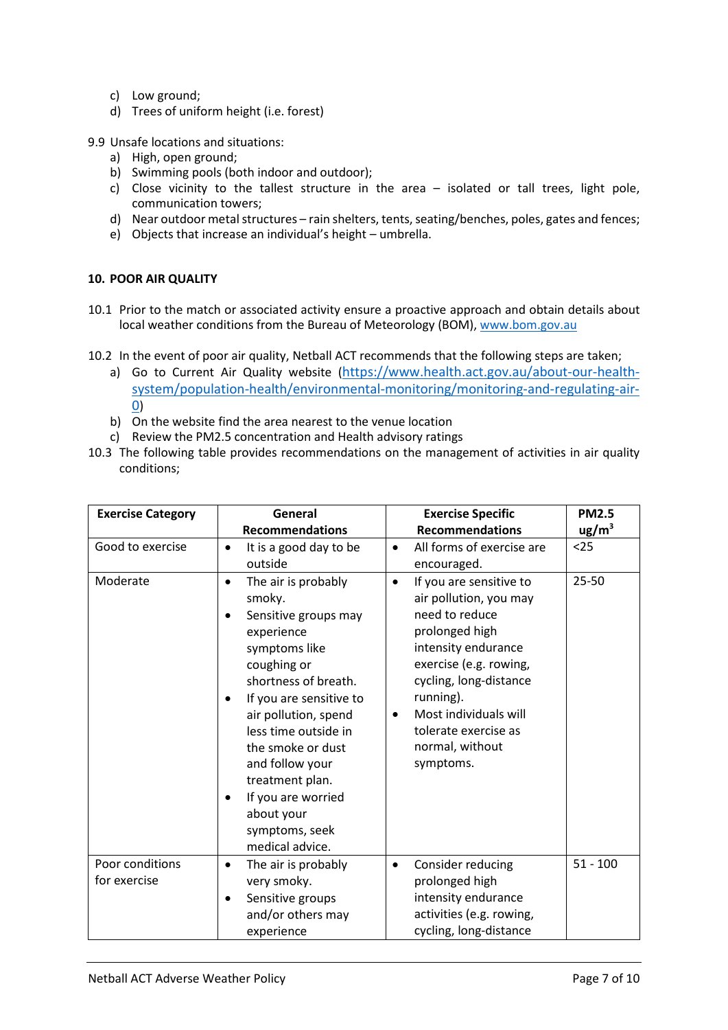c) Low ground;
d) Trees of uniform height (i.e. forest)

9.9 Unsafe locations and situations:
   a) High, open ground;
   b) Swimming pools (both indoor and outdoor);
   c) Close vicinity to the tallest structure in the area – isolated or tall trees, light pole, communication towers;
   d) Near outdoor metal structures – rain shelters, tents, seating/benches, poles, gates and fences;
   e) Objects that increase an individual's height – umbrella.

## 10. POOR AIR QUALITY

10.1 Prior to the match or associated activity ensure a proactive approach and obtain details about local weather conditions from the Bureau of Meteorology (BOM), www.bom.gov.au

10.2 In the event of poor air quality, Netball ACT recommends that the following steps are taken;
   a) Go to Current Air Quality website (https://www.health.act.gov.au/about-our-health-system/population-health/environmental-monitoring/monitoring-and-regulating-air-0)
   b) On the website find the area nearest to the venue location
   c) Review the PM2.5 concentration and Health advisory ratings

10.3 The following table provides recommendations on the management of activities in air quality conditions;

| Exercise Category | General Recommendations | Exercise Specific Recommendations | PM2.5 ug/m$^3$ |
|---|---|---|---|
| Good to exercise | • It is a good day to be outside | • All forms of exercise are encouraged. | <25 |
| Moderate | • The air is probably smoky. • Sensitive groups may experience symptoms like coughing or shortness of breath. • If you are sensitive to air pollution, spend less time outside in the smoke or dust and follow your treatment plan. • If you are worried about your symptoms, seek medical advice. | • If you are sensitive to air pollution, you may need to reduce prolonged high intensity endurance exercise (e.g. rowing, cycling, long-distance running). • Most individuals will tolerate exercise as normal, without symptoms. | 25-50 |
| Poor conditions for exercise | • The air is probably very smoky. • Sensitive groups and/or others may experience | • Consider reducing prolonged high intensity endurance activities (e.g. rowing, cycling, long-distance | 51 - 100 |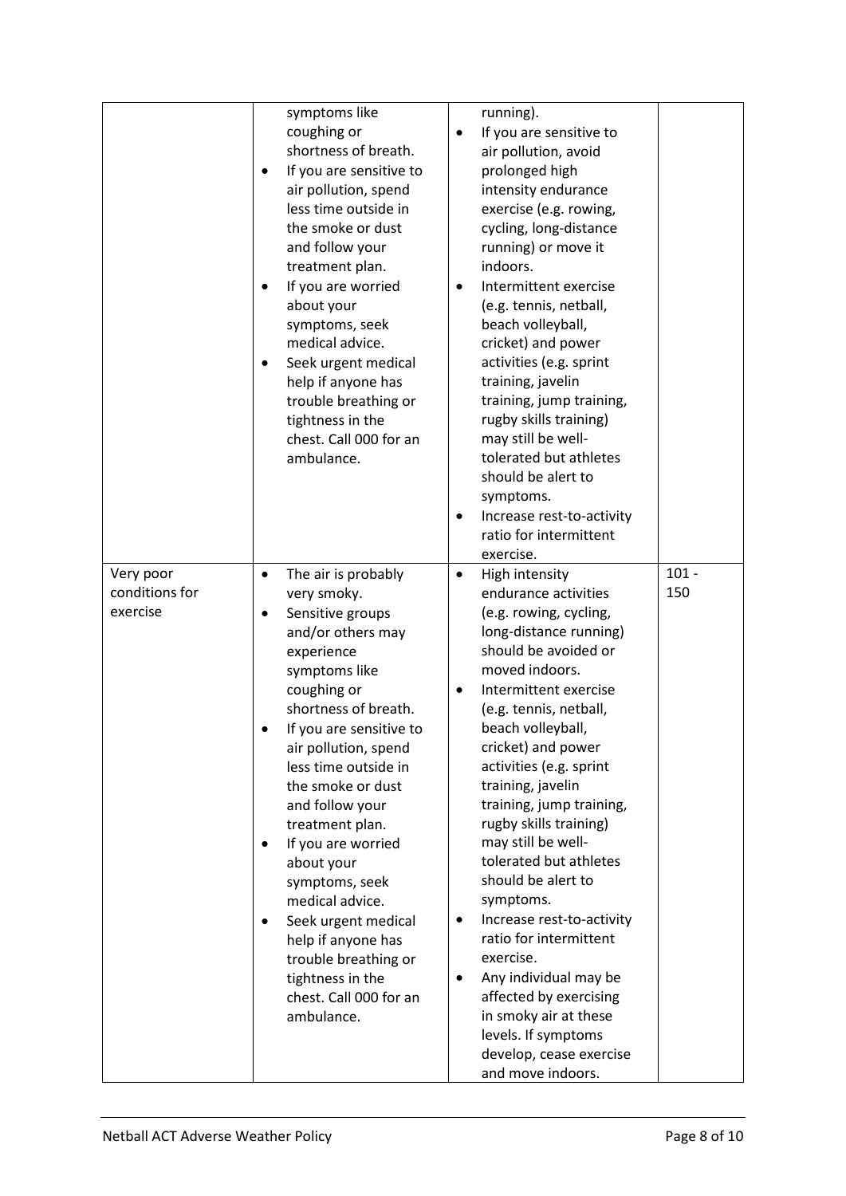| | | | |
|---|---|---|---|
| | symptoms like coughing or shortness of breath.<br>• If you are sensitive to air pollution, spend less time outside in the smoke or dust and follow your treatment plan.<br>• If you are worried about your symptoms, seek medical advice.<br>• Seek urgent medical help if anyone has trouble breathing or tightness in the chest. Call 000 for an ambulance. | running).<br>• If you are sensitive to air pollution, avoid prolonged high intensity endurance exercise (e.g. rowing, cycling, long-distance running) or move it indoors.<br>• Intermittent exercise (e.g. tennis, netball, beach volleyball, cricket) and power activities (e.g. sprint training, javelin training, jump training, rugby skills training) may still be well-tolerated but athletes should be alert to symptoms.<br>• Increase rest-to-activity ratio for intermittent exercise. | |
| Very poor conditions for exercise | • The air is probably very smoky.<br>• Sensitive groups and/or others may experience symptoms like coughing or shortness of breath.<br>• If you are sensitive to air pollution, spend less time outside in the smoke or dust and follow your treatment plan.<br>• If you are worried about your symptoms, seek medical advice.<br>• Seek urgent medical help if anyone has trouble breathing or tightness in the chest. Call 000 for an ambulance. | • High intensity endurance activities (e.g. rowing, cycling, long-distance running) should be avoided or moved indoors.<br>• Intermittent exercise (e.g. tennis, netball, beach volleyball, cricket) and power activities (e.g. sprint training, javelin training, jump training, rugby skills training) may still be well-tolerated but athletes should be alert to symptoms.<br>• Increase rest-to-activity ratio for intermittent exercise.<br>• Any individual may be affected by exercising in smoky air at these levels. If symptoms develop, cease exercise and move indoors. | 101 - 150 |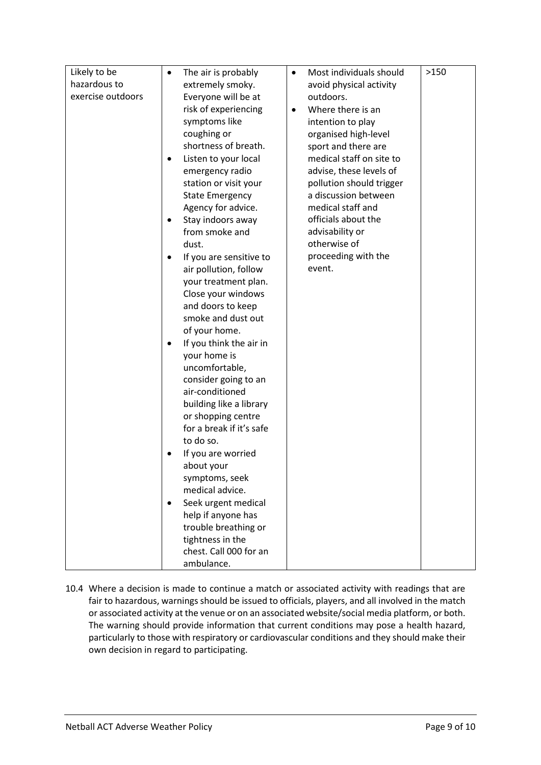| | | | |
|---|---|---|---|
| Likely to be hazardous to exercise outdoors | • The air is probably extremely smoky. Everyone will be at risk of experiencing symptoms like coughing or shortness of breath.<br>• Listen to your local emergency radio station or visit your State Emergency Agency for advice.<br>• Stay indoors away from smoke and dust.<br>• If you are sensitive to air pollution, follow your treatment plan. Close your windows and doors to keep smoke and dust out of your home.<br>• If you think the air in your home is uncomfortable, consider going to an air-conditioned building like a library or shopping centre for a break if it's safe to do so.<br>• If you are worried about your symptoms, seek medical advice.<br>• Seek urgent medical help if anyone has trouble breathing or tightness in the chest. Call 000 for an ambulance. | • Most individuals should avoid physical activity outdoors.<br>• Where there is an intention to play organised high-level sport and there are medical staff on site to advise, these levels of pollution should trigger a discussion between medical staff and officials about the advisability or otherwise of proceeding with the event. | >150 |

10.4 Where a decision is made to continue a match or associated activity with readings that are fair to hazardous, warnings should be issued to officials, players, and all involved in the match or associated activity at the venue or on an associated website/social media platform, or both. The warning should provide information that current conditions may pose a health hazard, particularly to those with respiratory or cardiovascular conditions and they should make their own decision in regard to participating.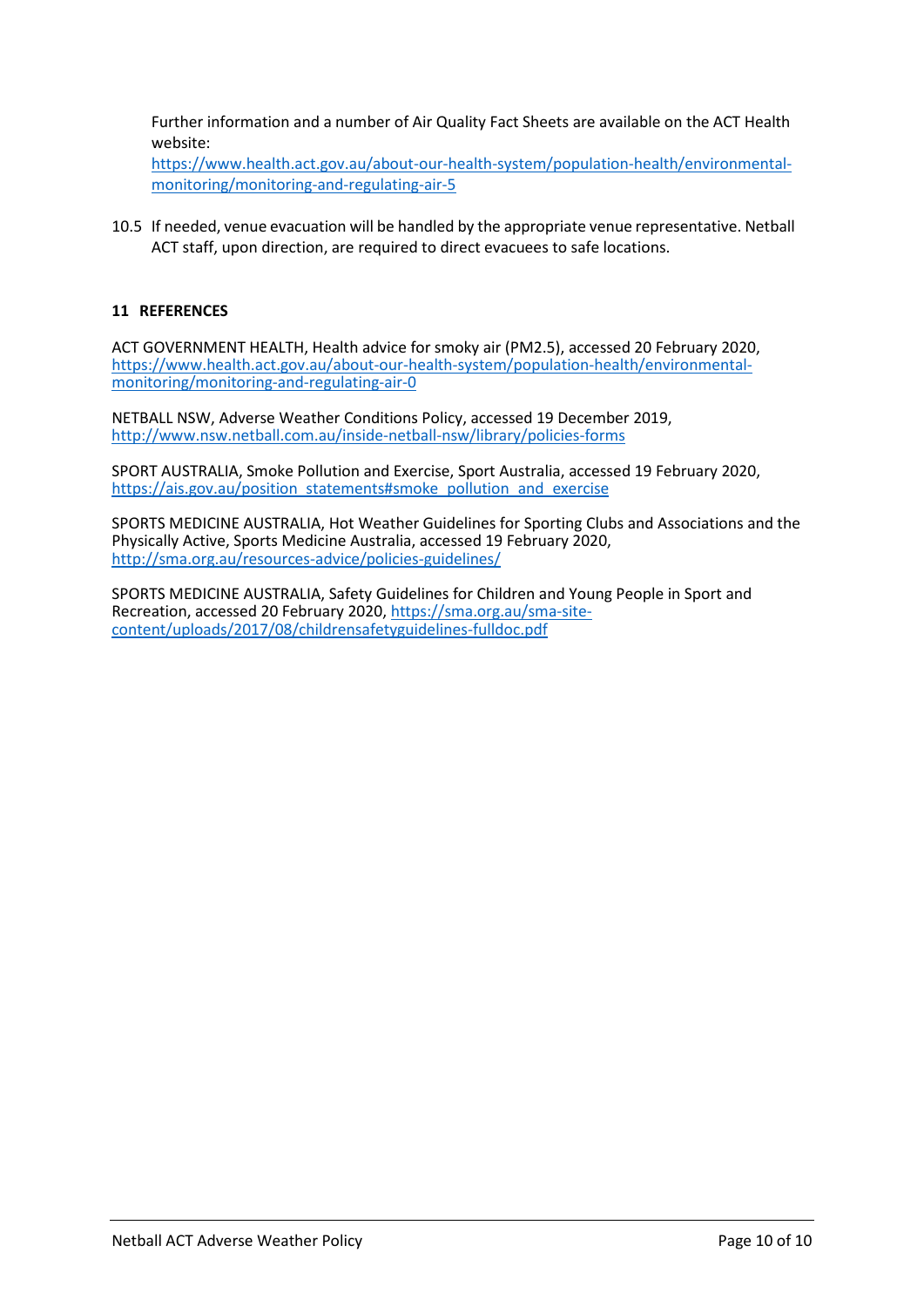Further information and a number of Air Quality Fact Sheets are available on the ACT Health website:
https://www.health.act.gov.au/about-our-health-system/population-health/environmental-monitoring/monitoring-and-regulating-air-5

10.5 If needed, venue evacuation will be handled by the appropriate venue representative. Netball ACT staff, upon direction, are required to direct evacuees to safe locations.

## 11 REFERENCES

ACT GOVERNMENT HEALTH, Health advice for smoky air (PM2.5), accessed 20 February 2020, https://www.health.act.gov.au/about-our-health-system/population-health/environmental-monitoring/monitoring-and-regulating-air-0

NETBALL NSW, Adverse Weather Conditions Policy, accessed 19 December 2019, http://www.nsw.netball.com.au/inside-netball-nsw/library/policies-forms

SPORT AUSTRALIA, Smoke Pollution and Exercise, Sport Australia, accessed 19 February 2020, https://ais.gov.au/position_statements#smoke_pollution_and_exercise

SPORTS MEDICINE AUSTRALIA, Hot Weather Guidelines for Sporting Clubs and Associations and the Physically Active, Sports Medicine Australia, accessed 19 February 2020, http://sma.org.au/resources-advice/policies-guidelines/

SPORTS MEDICINE AUSTRALIA, Safety Guidelines for Children and Young People in Sport and Recreation, accessed 20 February 2020, https://sma.org.au/sma-site-content/uploads/2017/08/childrensafetyguidelines-fulldoc.pdf